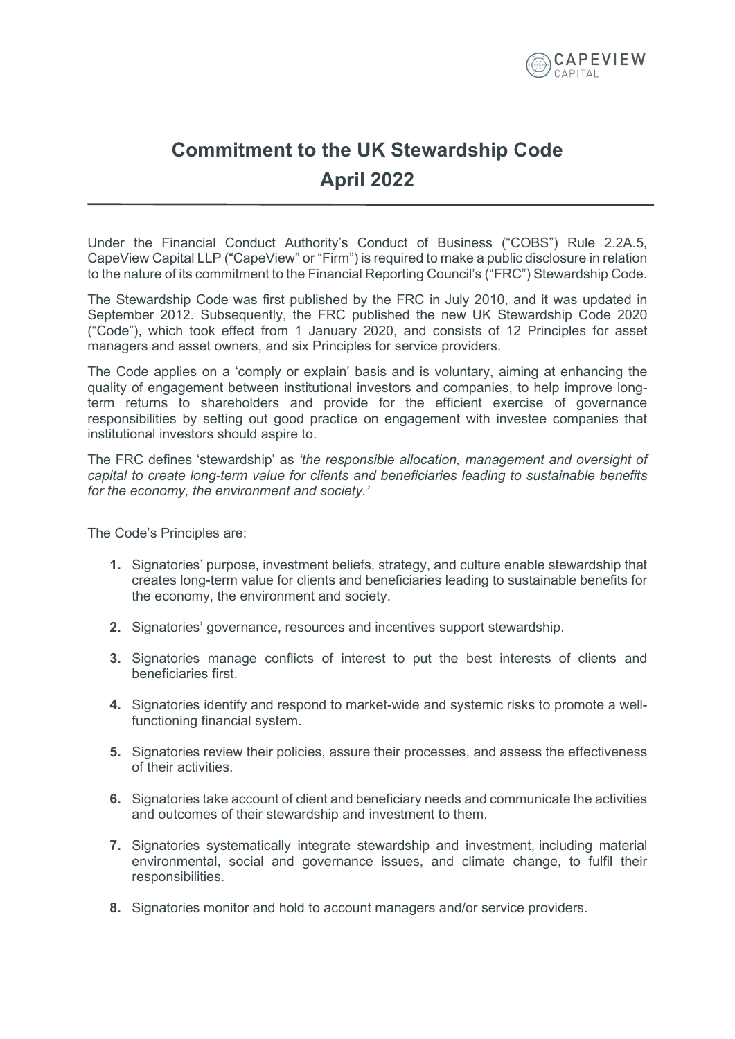# Commitment to the UK Stewardship Code
# April 2022

Under the Financial Conduct Authority's Conduct of Business ("COBS") Rule 2.2A.5, CapeView Capital LLP ("CapeView" or "Firm") is required to make a public disclosure in relation to the nature of its commitment to the Financial Reporting Council's ("FRC") Stewardship Code.

The Stewardship Code was first published by the FRC in July 2010, and it was updated in September 2012. Subsequently, the FRC published the new UK Stewardship Code 2020 ("Code"), which took effect from 1 January 2020, and consists of 12 Principles for asset managers and asset owners, and six Principles for service providers.

The Code applies on a 'comply or explain' basis and is voluntary, aiming at enhancing the quality of engagement between institutional investors and companies, to help improve long-term returns to shareholders and provide for the efficient exercise of governance responsibilities by setting out good practice on engagement with investee companies that institutional investors should aspire to.

The FRC defines 'stewardship' as *'the responsible allocation, management and oversight of capital to create long-term value for clients and beneficiaries leading to sustainable benefits for the economy, the environment and society.'*

The Code's Principles are:

1. Signatories' purpose, investment beliefs, strategy, and culture enable stewardship that creates long-term value for clients and beneficiaries leading to sustainable benefits for the economy, the environment and society.

2. Signatories' governance, resources and incentives support stewardship.

3. Signatories manage conflicts of interest to put the best interests of clients and beneficiaries first.

4. Signatories identify and respond to market-wide and systemic risks to promote a well-functioning financial system.

5. Signatories review their policies, assure their processes, and assess the effectiveness of their activities.

6. Signatories take account of client and beneficiary needs and communicate the activities and outcomes of their stewardship and investment to them.

7. Signatories systematically integrate stewardship and investment, including material environmental, social and governance issues, and climate change, to fulfil their responsibilities.

8. Signatories monitor and hold to account managers and/or service providers.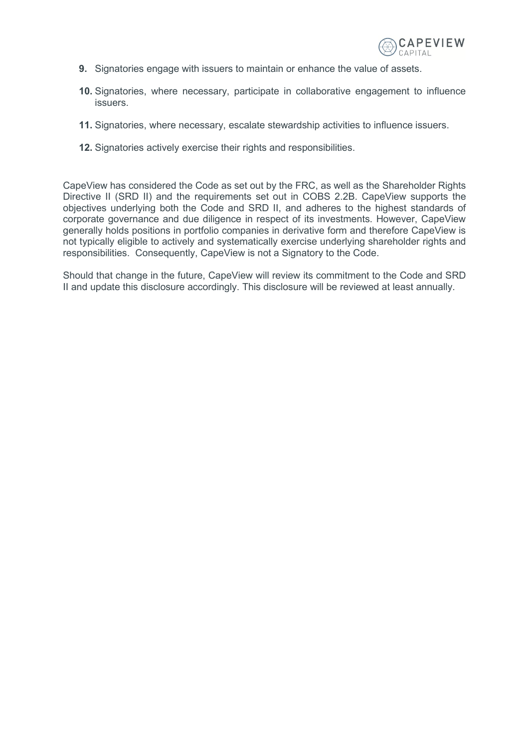9. Signatories engage with issuers to maintain or enhance the value of assets.

10. Signatories, where necessary, participate in collaborative engagement to influence issuers.

11. Signatories, where necessary, escalate stewardship activities to influence issuers.

12. Signatories actively exercise their rights and responsibilities.

CapeView has considered the Code as set out by the FRC, as well as the Shareholder Rights Directive II (SRD II) and the requirements set out in COBS 2.2B. CapeView supports the objectives underlying both the Code and SRD II, and adheres to the highest standards of corporate governance and due diligence in respect of its investments. However, CapeView generally holds positions in portfolio companies in derivative form and therefore CapeView is not typically eligible to actively and systematically exercise underlying shareholder rights and responsibilities. Consequently, CapeView is not a Signatory to the Code.

Should that change in the future, CapeView will review its commitment to the Code and SRD II and update this disclosure accordingly. This disclosure will be reviewed at least annually.